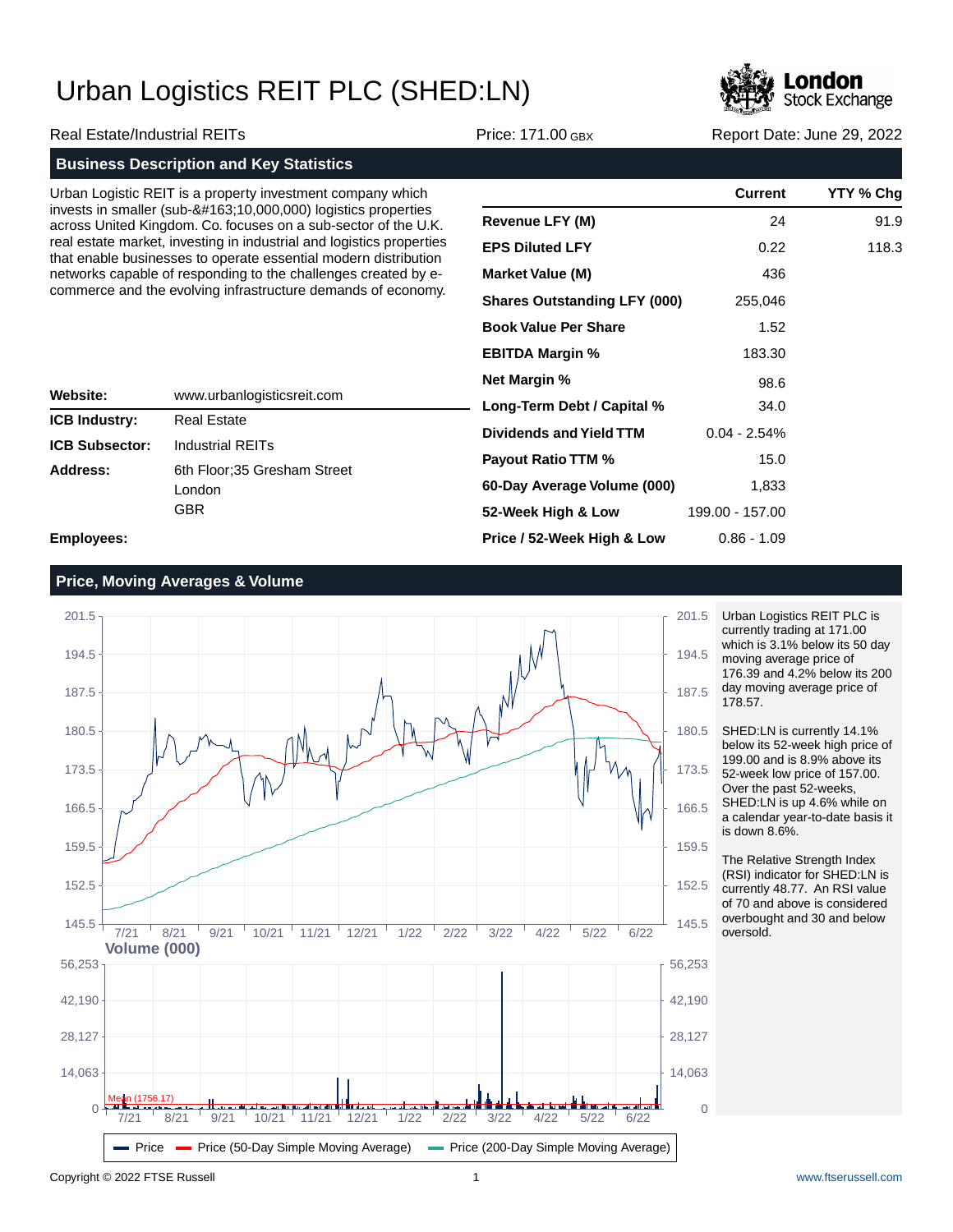# Urban Logistics REIT PLC (SHED:LN)

Real Estate/Industrial REITs | Price: 171.00 GBX | Report Date: June 29, 2022

## Business Description and Key Statistics

Urban Logistic REIT is a property investment company which invests in smaller (sub-&#163;10,000,000) logistics properties across United Kingdom. Co. focuses on a sub-sector of the U.K. real estate market, investing in industrial and logistics properties that enable businesses to operate essential modern distribution networks capable of responding to the challenges created by e-commerce and the evolving infrastructure demands of economy.

| | Current | YTY % Chg |
|---|---|---|
| **Revenue LFY (M)** | 24 | 91.9 |
| **EPS Diluted LFY** | 0.22 | 118.3 |
| **Market Value (M)** | 436 | |
| **Shares Outstanding LFY (000)** | 255,046 | |
| **Book Value Per Share** | 1.52 | |
| **EBITDA Margin %** | 183.30 | |
| **Net Margin %** | 98.6 | |
| **Long-Term Debt / Capital %** | 34.0 | |
| **Dividends and Yield TTM** | 0.04 - 2.54% | |
| **Payout Ratio TTM %** | 15.0 | |
| **60-Day Average Volume (000)** | 1,833 | |
| **52-Week High & Low** | 199.00 - 157.00 | |
| **Price / 52-Week High & Low** | 0.86 - 1.09 | |

| | |
|---|---|
| **Website:** | www.urbanlogisticsreit.com |
| **ICB Industry:** | Real Estate |
| **ICB Subsector:** | Industrial REITs |
| **Address:** | 6th Floor;35 Gresham Street<br>London<br>GBR |
| **Employees:** | |

## Price, Moving Averages & Volume

Urban Logistics REIT PLC is currently trading at 171.00 which is 3.1% below its 50 day moving average price of 176.39 and 4.2% below its 200 day moving average price of 178.57.

SHED:LN is currently 14.1% below its 52-week high price of 199.00 and is 8.9% above its 52-week low price of 157.00. Over the past 52-weeks, SHED:LN is up 4.6% while on a calendar year-to-date basis it is down 8.6%.

The Relative Strength Index (RSI) indicator for SHED:LN is currently 48.77. An RSI value of 70 and above is considered overbought and 30 and below oversold.

Copyright © 2022 FTSE Russell | www.ftserussell.com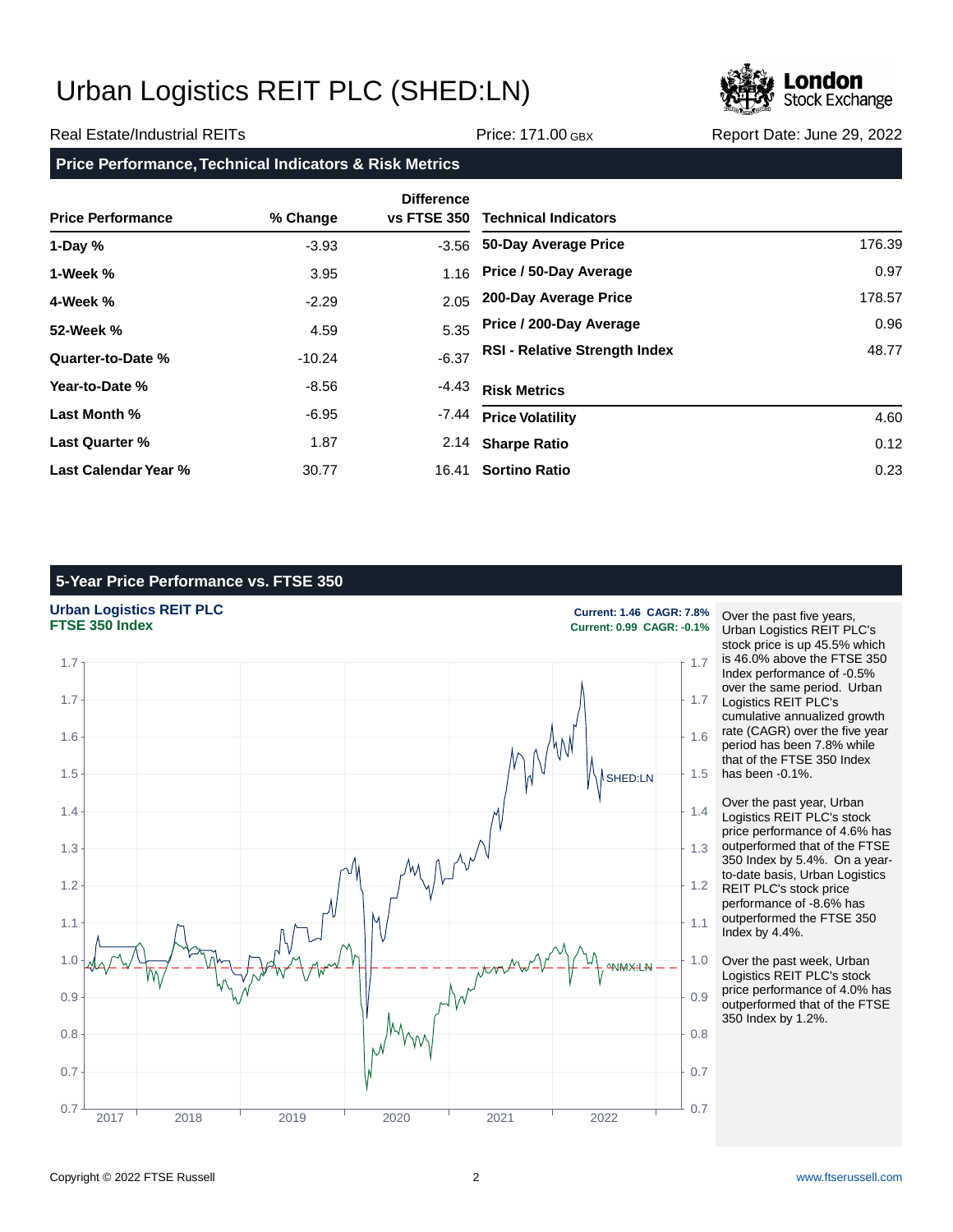# Urban Logistics REIT PLC (SHED:LN)

Real Estate/Industrial REITs | Price: 171.00 GBX | Report Date: June 29, 2022

## Price Performance, Technical Indicators & Risk Metrics

| Price Performance | % Change | Difference vs FTSE 350 |
|---|---|---|
| 1-Day % | -3.93 | -3.56 |
| 1-Week % | 3.95 | 1.16 |
| 4-Week % | -2.29 | 2.05 |
| 52-Week % | 4.59 | 5.35 |
| Quarter-to-Date % | -10.24 | -6.37 |
| Year-to-Date % | -8.56 | -4.43 |
| Last Month % | -6.95 | -7.44 |
| Last Quarter % | 1.87 | 2.14 |
| Last Calendar Year % | 30.77 | 16.41 |

| Technical Indicators | |
|---|---|
| 50-Day Average Price | 176.39 |
| Price / 50-Day Average | 0.97 |
| 200-Day Average Price | 178.57 |
| Price / 200-Day Average | 0.96 |
| RSI - Relative Strength Index | 48.77 |

| Risk Metrics | |
|---|---|
| Price Volatility | 4.60 |
| Sharpe Ratio | 0.12 |
| Sortino Ratio | 0.23 |

## 5-Year Price Performance vs. FTSE 350

**Urban Logistics REIT PLC** — Current: 1.46 CAGR: 7.8%
**FTSE 350 Index** — Current: 0.99 CAGR: -0.1%

Over the past five years, Urban Logistics REIT PLC's stock price is up 45.5% which is 46.0% above the FTSE 350 Index performance of -0.5% over the same period. Urban Logistics REIT PLC's cumulative annualized growth rate (CAGR) over the five year period has been 7.8% while that of the FTSE 350 Index has been -0.1%.

Over the past year, Urban Logistics REIT PLC's stock price performance of 4.6% has outperformed that of the FTSE 350 Index by 5.4%. On a year-to-date basis, Urban Logistics REIT PLC's stock price performance of -8.6% has outperformed the FTSE 350 Index by 4.4%.

Over the past week, Urban Logistics REIT PLC's stock price performance of 4.0% has outperformed that of the FTSE 350 Index by 1.2%.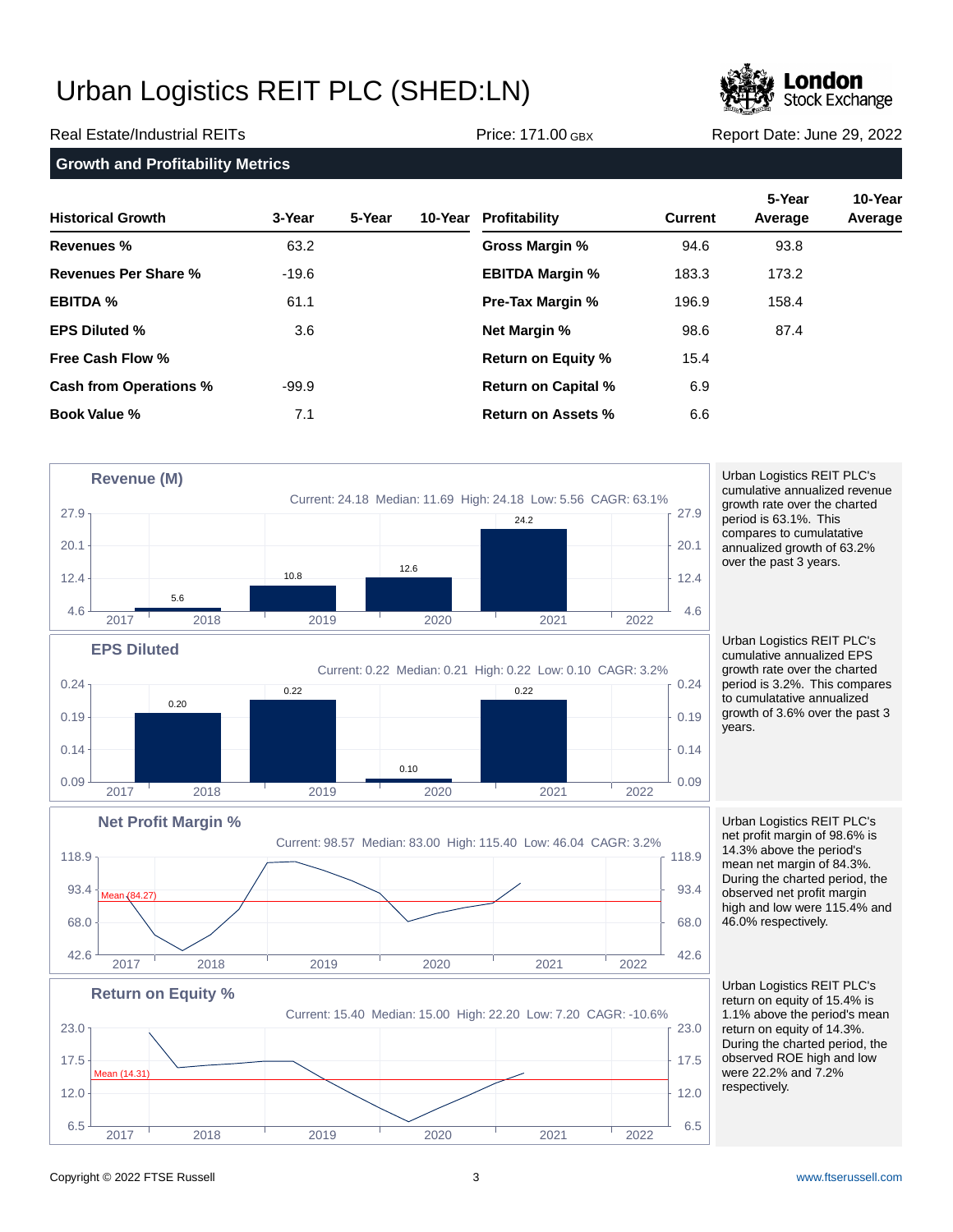# Urban Logistics REIT PLC (SHED:LN)

Real Estate/Industrial REITs | Price: 171.00 GBX | Report Date: June 29, 2022

## Growth and Profitability Metrics

| Historical Growth | 3-Year | 5-Year | 10-Year |
|---|---|---|---|
| Revenues % | 63.2 | | |
| Revenues Per Share % | -19.6 | | |
| EBITDA % | 61.1 | | |
| EPS Diluted % | 3.6 | | |
| Free Cash Flow % | | | |
| Cash from Operations % | -99.9 | | |
| Book Value % | 7.1 | | |

| Profitability | Current | 5-Year Average | 10-Year Average |
|---|---|---|---|
| Gross Margin % | 94.6 | 93.8 | |
| EBITDA Margin % | 183.3 | 173.2 | |
| Pre-Tax Margin % | 196.9 | 158.4 | |
| Net Margin % | 98.6 | 87.4 | |
| Return on Equity % | 15.4 | | |
| Return on Capital % | 6.9 | | |
| Return on Assets % | 6.6 | | |

### Revenue (M)

Current: 24.18 Median: 11.69 High: 24.18 Low: 5.56 CAGR: 63.1%

| 2018 | 2019 | 2020 | 2021 |
|---|---|---|---|
| 5.6 | 10.8 | 12.6 | 24.2 |

Urban Logistics REIT PLC's cumulative annualized revenue growth rate over the charted period is 63.1%. This compares to cumulatative annualized growth of 63.2% over the past 3 years.

### EPS Diluted

Current: 0.22 Median: 0.21 High: 0.22 Low: 0.10 CAGR: 3.2%

| 2018 | 2019 | 2020 | 2021 |
|---|---|---|---|
| 0.20 | 0.22 | 0.10 | 0.22 |

Urban Logistics REIT PLC's cumulative annualized EPS growth rate over the charted period is 3.2%. This compares to cumulatative annualized growth of 3.6% over the past 3 years.

### Net Profit Margin %

Current: 98.57 Median: 83.00 High: 115.40 Low: 46.04 CAGR: 3.2%

Mean (84.27)

Urban Logistics REIT PLC's net profit margin of 98.6% is 14.3% above the period's mean net margin of 84.3%. During the charted period, the observed net profit margin high and low were 115.4% and 46.0% respectively.

### Return on Equity %

Current: 15.40 Median: 15.00 High: 22.20 Low: 7.20 CAGR: -10.6%

Mean (14.31)

Urban Logistics REIT PLC's return on equity of 15.4% is 1.1% above the period's mean return on equity of 14.3%. During the charted period, the observed ROE high and low were 22.2% and 7.2% respectively.

Copyright © 2022 FTSE Russell

www.ftserussell.com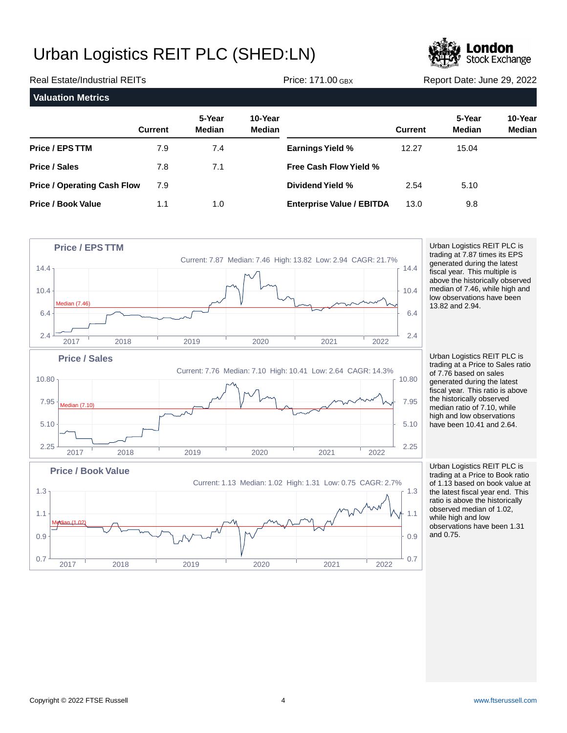# Urban Logistics REIT PLC (SHED:LN)

Real Estate/Industrial REITs | Price: 171.00 GBX | Report Date: June 29, 2022

## Valuation Metrics

| | Current | 5-Year Median | 10-Year Median | | Current | 5-Year Median | 10-Year Median |
|---|---|---|---|---|---|---|---|
| **Price / EPS TTM** | 7.9 | 7.4 | | **Earnings Yield %** | 12.27 | 15.04 | |
| **Price / Sales** | 7.8 | 7.1 | | **Free Cash Flow Yield %** | | | |
| **Price / Operating Cash Flow** | 7.9 | | | **Dividend Yield %** | 2.54 | 5.10 | |
| **Price / Book Value** | 1.1 | 1.0 | | **Enterprise Value / EBITDA** | 13.0 | 9.8 | |

**Price / EPS TTM**

Current: 7.87 Median: 7.46 High: 13.82 Low: 2.94 CAGR: 21.7%

Urban Logistics REIT PLC is trading at 7.87 times its EPS generated during the latest fiscal year. This multiple is above the historically observed median of 7.46, while high and low observations have been 13.82 and 2.94.

**Price / Sales**

Current: 7.76 Median: 7.10 High: 10.41 Low: 2.64 CAGR: 14.3%

Urban Logistics REIT PLC is trading at a Price to Sales ratio of 7.76 based on sales generated during the latest fiscal year. This ratio is above the historically observed median ratio of 7.10, while high and low observations have been 10.41 and 2.64.

**Price / Book Value**

Current: 1.13 Median: 1.02 High: 1.31 Low: 0.75 CAGR: 2.7%

Urban Logistics REIT PLC is trading at a Price to Book ratio of 1.13 based on book value at the latest fiscal year end. This ratio is above the historically observed median of 1.02, while high and low observations have been 1.31 and 0.75.

Copyright © 2022 FTSE Russell | www.ftserussell.com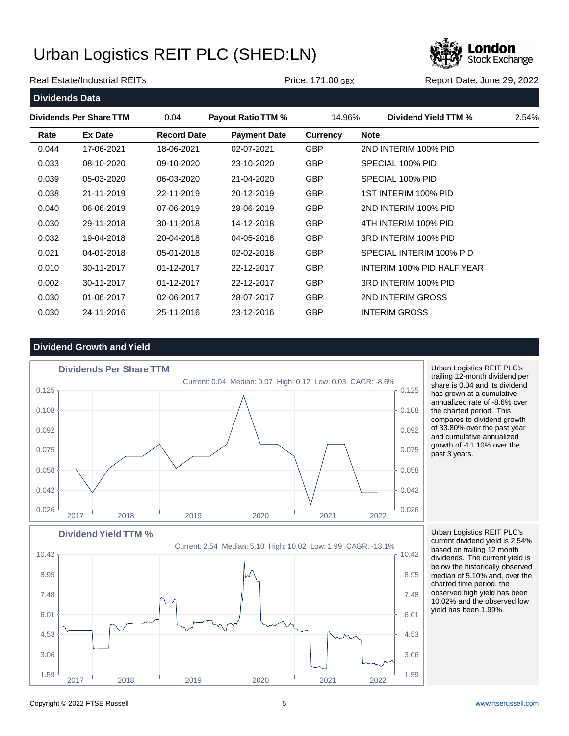# Urban Logistics REIT PLC (SHED:LN)

Real Estate/Industrial REITs | Price: 171.00 GBX | Report Date: June 29, 2022

## Dividends Data

| Dividends Per Share TTM | 0.04 | Payout Ratio TTM % | 14.96% | Dividend Yield TTM % | 2.54% |
|---|---|---|---|---|---|

| Rate | Ex Date | Record Date | Payment Date | Currency | Note |
|---|---|---|---|---|---|
| 0.044 | 17-06-2021 | 18-06-2021 | 02-07-2021 | GBP | 2ND INTERIM 100% PID |
| 0.033 | 08-10-2020 | 09-10-2020 | 23-10-2020 | GBP | SPECIAL 100% PID |
| 0.039 | 05-03-2020 | 06-03-2020 | 21-04-2020 | GBP | SPECIAL 100% PID |
| 0.038 | 21-11-2019 | 22-11-2019 | 20-12-2019 | GBP | 1ST INTERIM 100% PID |
| 0.040 | 06-06-2019 | 07-06-2019 | 28-06-2019 | GBP | 2ND INTERIM 100% PID |
| 0.030 | 29-11-2018 | 30-11-2018 | 14-12-2018 | GBP | 4TH INTERIM 100% PID |
| 0.032 | 19-04-2018 | 20-04-2018 | 04-05-2018 | GBP | 3RD INTERIM 100% PID |
| 0.021 | 04-01-2018 | 05-01-2018 | 02-02-2018 | GBP | SPECIAL INTERIM 100% PID |
| 0.010 | 30-11-2017 | 01-12-2017 | 22-12-2017 | GBP | INTERIM 100% PID HALF YEAR |
| 0.002 | 30-11-2017 | 01-12-2017 | 22-12-2017 | GBP | 3RD INTERIM 100% PID |
| 0.030 | 01-06-2017 | 02-06-2017 | 28-07-2017 | GBP | 2ND INTERIM GROSS |
| 0.030 | 24-11-2016 | 25-11-2016 | 23-12-2016 | GBP | INTERIM GROSS |

## Dividend Growth and Yield

**Dividends Per Share TTM**

Current: 0.04 Median: 0.07 High: 0.12 Low: 0.03 CAGR: -8.6%

Urban Logistics REIT PLC's trailing 12-month dividend per share is 0.04 and its dividend has grown at a cumulative annualized rate of -8.6% over the charted period. This compares to dividend growth of 33.80% over the past year and cumulative annualized growth of -11.10% over the past 3 years.

**Dividend Yield TTM %**

Current: 2.54 Median: 5.10 High: 10.02 Low: 1.99 CAGR: -13.1%

Urban Logistics REIT PLC's current dividend yield is 2.54% based on trailing 12 month dividends. The current yield is below the historically observed median of 5.10% and, over the charted time period, the observed high yield has been 10.02% and the observed low yield has been 1.99%.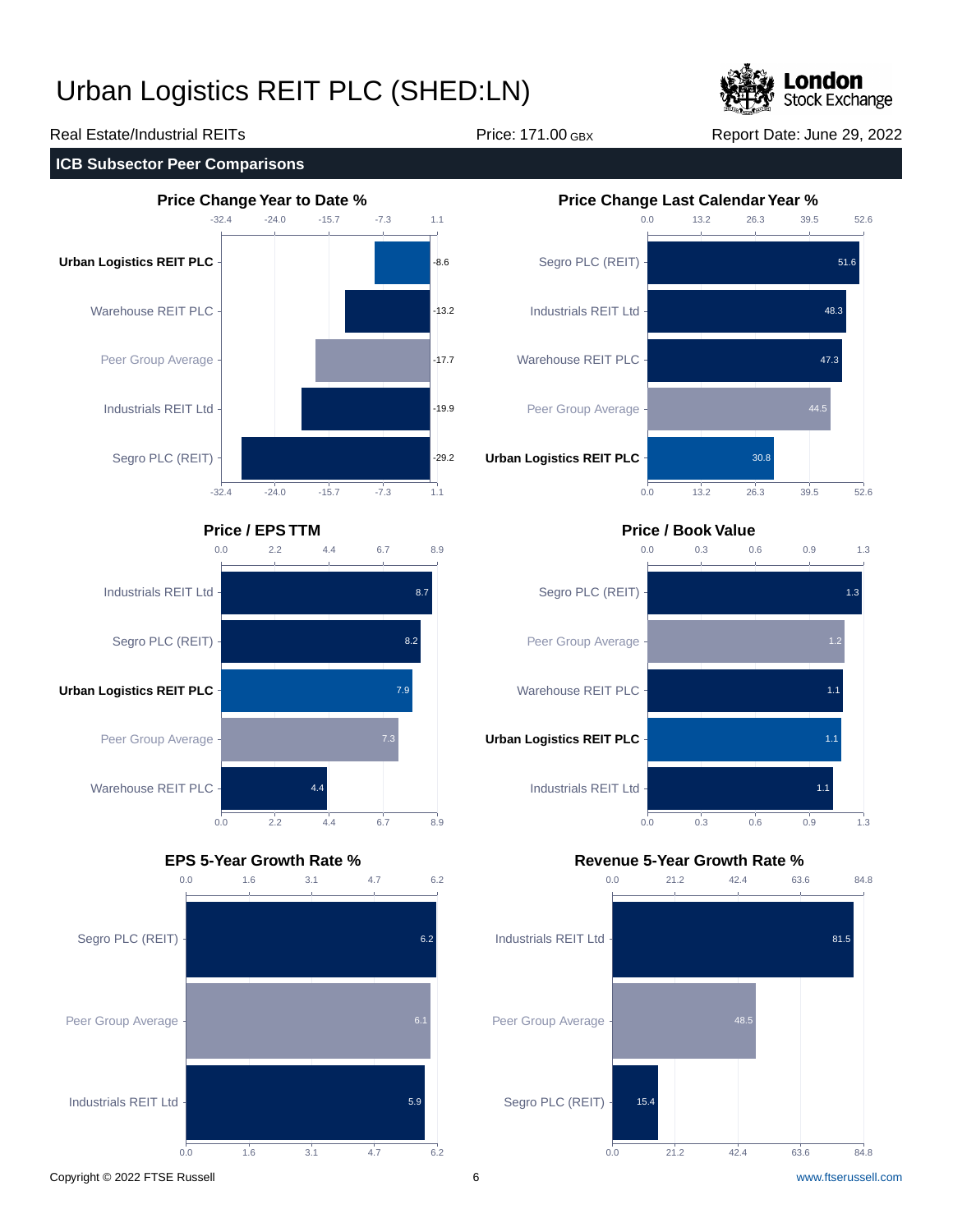# Urban Logistics REIT PLC (SHED:LN)

Real Estate/Industrial REITs | Price: 171.00 GBX | Report Date: June 29, 2022

## ICB Subsector Peer Comparisons

### Price Change Year to Date %

| Company | Value |
|---|---|
| **Urban Logistics REIT PLC** | -8.6 |
| Warehouse REIT PLC | -13.2 |
| Peer Group Average | -17.7 |
| Industrials REIT Ltd | -19.9 |
| Segro PLC (REIT) | -29.2 |

### Price Change Last Calendar Year %

| Company | Value |
|---|---|
| Segro PLC (REIT) | 51.6 |
| Industrials REIT Ltd | 48.3 |
| Warehouse REIT PLC | 47.3 |
| Peer Group Average | 44.5 |
| **Urban Logistics REIT PLC** | 30.8 |

### Price / EPS TTM

| Company | Value |
|---|---|
| Industrials REIT Ltd | 8.7 |
| Segro PLC (REIT) | 8.2 |
| **Urban Logistics REIT PLC** | 7.9 |
| Peer Group Average | 7.3 |
| Warehouse REIT PLC | 4.4 |

### Price / Book Value

| Company | Value |
|---|---|
| Segro PLC (REIT) | 1.3 |
| Peer Group Average | 1.2 |
| Warehouse REIT PLC | 1.1 |
| **Urban Logistics REIT PLC** | 1.1 |
| Industrials REIT Ltd | 1.1 |

### EPS 5-Year Growth Rate %

| Company | Value |
|---|---|
| Segro PLC (REIT) | 6.2 |
| Peer Group Average | 6.1 |
| Industrials REIT Ltd | 5.9 |

### Revenue 5-Year Growth Rate %

| Company | Value |
|---|---|
| Industrials REIT Ltd | 81.5 |
| Peer Group Average | 48.5 |
| Segro PLC (REIT) | 15.4 |

Copyright © 2022 FTSE Russell | www.ftserussell.com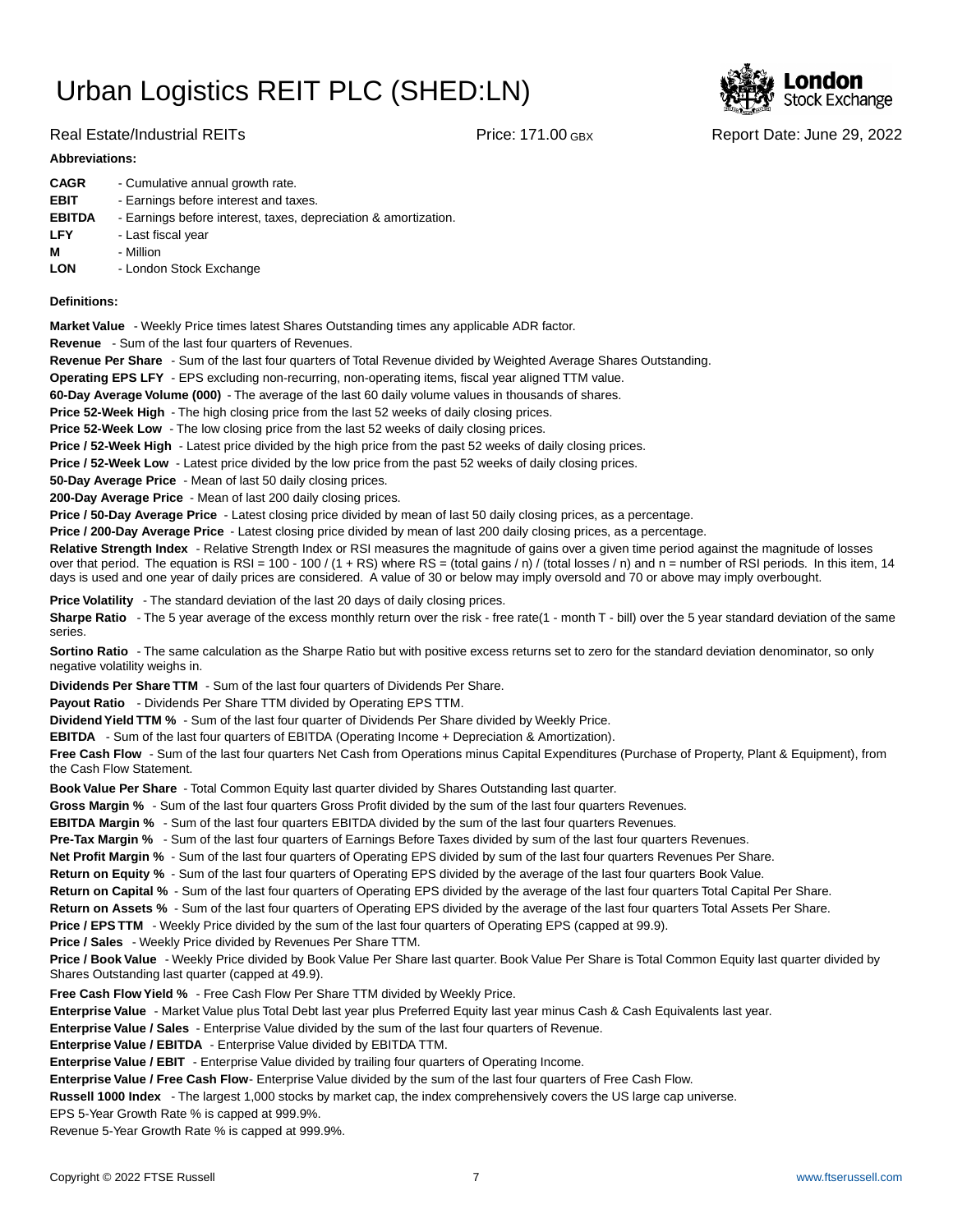# Urban Logistics REIT PLC (SHED:LN)

Real Estate/Industrial REITs | Price: 171.00 GBX | Report Date: June 29, 2022

**Abbreviations:**

**CAGR** - Cumulative annual growth rate.
**EBIT** - Earnings before interest and taxes.
**EBITDA** - Earnings before interest, taxes, depreciation & amortization.
**LFY** - Last fiscal year
**M** - Million
**LON** - London Stock Exchange

**Definitions:**

**Market Value** - Weekly Price times latest Shares Outstanding times any applicable ADR factor.
**Revenue** - Sum of the last four quarters of Revenues.
**Revenue Per Share** - Sum of the last four quarters of Total Revenue divided by Weighted Average Shares Outstanding.
**Operating EPS LFY** - EPS excluding non-recurring, non-operating items, fiscal year aligned TTM value.
**60-Day Average Volume (000)** - The average of the last 60 daily volume values in thousands of shares.
**Price 52-Week High** - The high closing price from the last 52 weeks of daily closing prices.
**Price 52-Week Low** - The low closing price from the last 52 weeks of daily closing prices.
**Price / 52-Week High** - Latest price divided by the high price from the past 52 weeks of daily closing prices.
**Price / 52-Week Low** - Latest price divided by the low price from the past 52 weeks of daily closing prices.
**50-Day Average Price** - Mean of last 50 daily closing prices.
**200-Day Average Price** - Mean of last 200 daily closing prices.
**Price / 50-Day Average Price** - Latest closing price divided by mean of last 50 daily closing prices, as a percentage.
**Price / 200-Day Average Price** - Latest closing price divided by mean of last 200 daily closing prices, as a percentage.
**Relative Strength Index** - Relative Strength Index or RSI measures the magnitude of gains over a given time period against the magnitude of losses over that period. The equation is RSI = 100 - 100 / (1 + RS) where RS = (total gains / n) / (total losses / n) and n = number of RSI periods. In this item, 14 days is used and one year of daily prices are considered. A value of 30 or below may imply oversold and 70 or above may imply overbought.
**Price Volatility** - The standard deviation of the last 20 days of daily closing prices.
**Sharpe Ratio** - The 5 year average of the excess monthly return over the risk - free rate(1 - month T - bill) over the 5 year standard deviation of the same series.
**Sortino Ratio** - The same calculation as the Sharpe Ratio but with positive excess returns set to zero for the standard deviation denominator, so only negative volatility weighs in.
**Dividends Per Share TTM** - Sum of the last four quarters of Dividends Per Share.
**Payout Ratio** - Dividends Per Share TTM divided by Operating EPS TTM.
**Dividend Yield TTM %** - Sum of the last four quarter of Dividends Per Share divided by Weekly Price.
**EBITDA** - Sum of the last four quarters of EBITDA (Operating Income + Depreciation & Amortization).
**Free Cash Flow** - Sum of the last four quarters Net Cash from Operations minus Capital Expenditures (Purchase of Property, Plant & Equipment), from the Cash Flow Statement.
**Book Value Per Share** - Total Common Equity last quarter divided by Shares Outstanding last quarter.
**Gross Margin %** - Sum of the last four quarters Gross Profit divided by the sum of the last four quarters Revenues.
**EBITDA Margin %** - Sum of the last four quarters EBITDA divided by the sum of the last four quarters Revenues.
**Pre-Tax Margin %** - Sum of the last four quarters of Earnings Before Taxes divided by sum of the last four quarters Revenues.
**Net Profit Margin %** - Sum of the last four quarters of Operating EPS divided by sum of the last four quarters Revenues Per Share.
**Return on Equity %** - Sum of the last four quarters of Operating EPS divided by the average of the last four quarters Book Value.
**Return on Capital %** - Sum of the last four quarters of Operating EPS divided by the average of the last four quarters Total Capital Per Share.
**Return on Assets %** - Sum of the last four quarters of Operating EPS divided by the average of the last four quarters Total Assets Per Share.
**Price / EPS TTM** - Weekly Price divided by the sum of the last four quarters of Operating EPS (capped at 99.9).
**Price / Sales** - Weekly Price divided by Revenues Per Share TTM.
**Price / Book Value** - Weekly Price divided by Book Value Per Share last quarter. Book Value Per Share is Total Common Equity last quarter divided by Shares Outstanding last quarter (capped at 49.9).
**Free Cash Flow Yield %** - Free Cash Flow Per Share TTM divided by Weekly Price.
**Enterprise Value** - Market Value plus Total Debt last year plus Preferred Equity last year minus Cash & Cash Equivalents last year.
**Enterprise Value / Sales** - Enterprise Value divided by the sum of the last four quarters of Revenue.
**Enterprise Value / EBITDA** - Enterprise Value divided by EBITDA TTM.
**Enterprise Value / EBIT** - Enterprise Value divided by trailing four quarters of Operating Income.
**Enterprise Value / Free Cash Flow**- Enterprise Value divided by the sum of the last four quarters of Free Cash Flow.
**Russell 1000 Index** - The largest 1,000 stocks by market cap, the index comprehensively covers the US large cap universe.
EPS 5-Year Growth Rate % is capped at 999.9%.
Revenue 5-Year Growth Rate % is capped at 999.9%.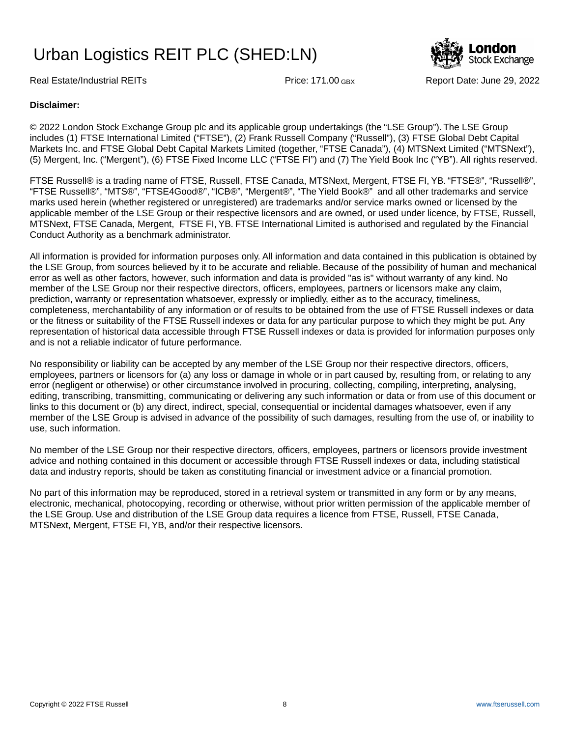**Disclaimer:**

© 2022 London Stock Exchange Group plc and its applicable group undertakings (the "LSE Group"). The LSE Group includes (1) FTSE International Limited ("FTSE"), (2) Frank Russell Company ("Russell"), (3) FTSE Global Debt Capital Markets Inc. and FTSE Global Debt Capital Markets Limited (together, "FTSE Canada"), (4) MTSNext Limited ("MTSNext"), (5) Mergent, Inc. ("Mergent"), (6) FTSE Fixed Income LLC ("FTSE FI") and (7) The Yield Book Inc ("YB"). All rights reserved.

FTSE Russell® is a trading name of FTSE, Russell, FTSE Canada, MTSNext, Mergent, FTSE FI, YB. "FTSE®", "Russell®", "FTSE Russell®", "MTS®", "FTSE4Good®", "ICB®", "Mergent®", "The Yield Book®" and all other trademarks and service marks used herein (whether registered or unregistered) are trademarks and/or service marks owned or licensed by the applicable member of the LSE Group or their respective licensors and are owned, or used under licence, by FTSE, Russell, MTSNext, FTSE Canada, Mergent, FTSE FI, YB. FTSE International Limited is authorised and regulated by the Financial Conduct Authority as a benchmark administrator.

All information is provided for information purposes only. All information and data contained in this publication is obtained by the LSE Group, from sources believed by it to be accurate and reliable. Because of the possibility of human and mechanical error as well as other factors, however, such information and data is provided "as is" without warranty of any kind. No member of the LSE Group nor their respective directors, officers, employees, partners or licensors make any claim, prediction, warranty or representation whatsoever, expressly or impliedly, either as to the accuracy, timeliness, completeness, merchantability of any information or of results to be obtained from the use of FTSE Russell indexes or data or the fitness or suitability of the FTSE Russell indexes or data for any particular purpose to which they might be put. Any representation of historical data accessible through FTSE Russell indexes or data is provided for information purposes only and is not a reliable indicator of future performance.

No responsibility or liability can be accepted by any member of the LSE Group nor their respective directors, officers, employees, partners or licensors for (a) any loss or damage in whole or in part caused by, resulting from, or relating to any error (negligent or otherwise) or other circumstance involved in procuring, collecting, compiling, interpreting, analysing, editing, transcribing, transmitting, communicating or delivering any such information or data or from use of this document or links to this document or (b) any direct, indirect, special, consequential or incidental damages whatsoever, even if any member of the LSE Group is advised in advance of the possibility of such damages, resulting from the use of, or inability to use, such information.

No member of the LSE Group nor their respective directors, officers, employees, partners or licensors provide investment advice and nothing contained in this document or accessible through FTSE Russell indexes or data, including statistical data and industry reports, should be taken as constituting financial or investment advice or a financial promotion.

No part of this information may be reproduced, stored in a retrieval system or transmitted in any form or by any means, electronic, mechanical, photocopying, recording or otherwise, without prior written permission of the applicable member of the LSE Group. Use and distribution of the LSE Group data requires a licence from FTSE, Russell, FTSE Canada, MTSNext, Mergent, FTSE FI, YB, and/or their respective licensors.